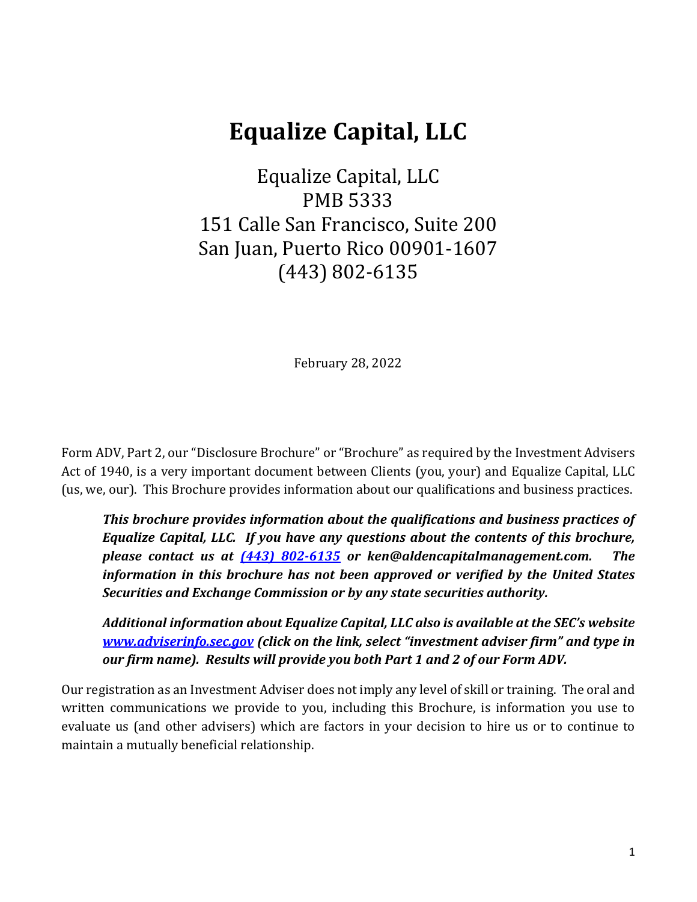# Equalize Capital, LLC

Equalize Capital, LLC
PMB 5333
151 Calle San Francisco, Suite 200
San Juan, Puerto Rico 00901-1607
(443) 802-6135

February 28, 2022

Form ADV, Part 2, our "Disclosure Brochure" or "Brochure" as required by the Investment Advisers Act of 1940, is a very important document between Clients (you, your) and Equalize Capital, LLC (us, we, our). This Brochure provides information about our qualifications and business practices.

> ***This brochure provides information about the qualifications and business practices of Equalize Capital, LLC. If you have any questions about the contents of this brochure, please contact us at [(443) 802-6135] or ken@aldencapitalmanagement.com. The information in this brochure has not been approved or verified by the United States Securities and Exchange Commission or by any state securities authority.***
>
> ***Additional information about Equalize Capital, LLC also is available at the SEC's website [www.adviserinfo.sec.gov] (click on the link, select "investment adviser firm" and type in our firm name). Results will provide you both Part 1 and 2 of our Form ADV.***

Our registration as an Investment Adviser does not imply any level of skill or training. The oral and written communications we provide to you, including this Brochure, is information you use to evaluate us (and other advisers) which are factors in your decision to hire us or to continue to maintain a mutually beneficial relationship.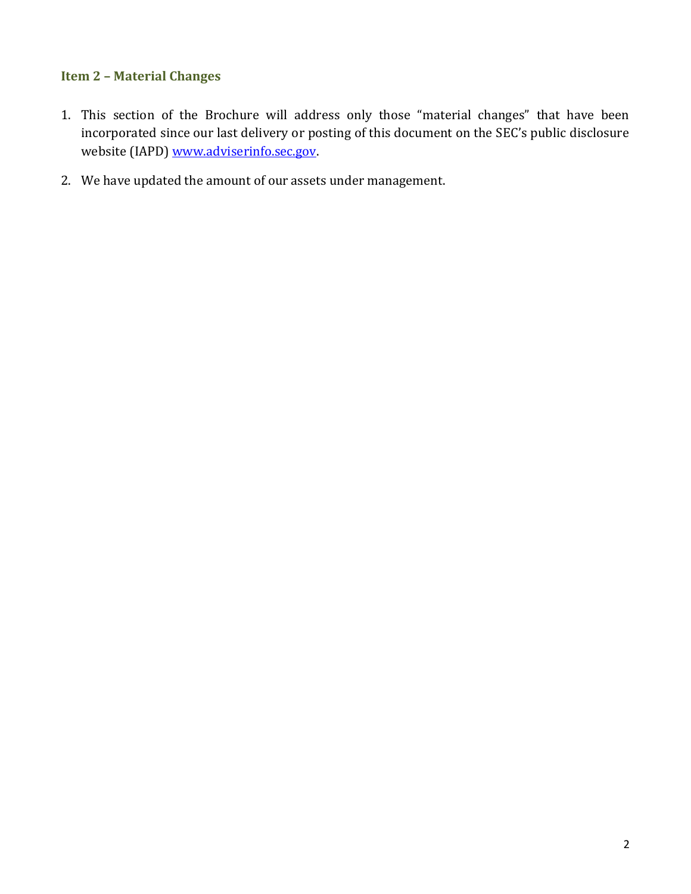## Item 2 – Material Changes

1. This section of the Brochure will address only those "material changes" that have been incorporated since our last delivery or posting of this document on the SEC's public disclosure website (IAPD) [www.adviserinfo.sec.gov](http://www.adviserinfo.sec.gov).

2. We have updated the amount of our assets under management.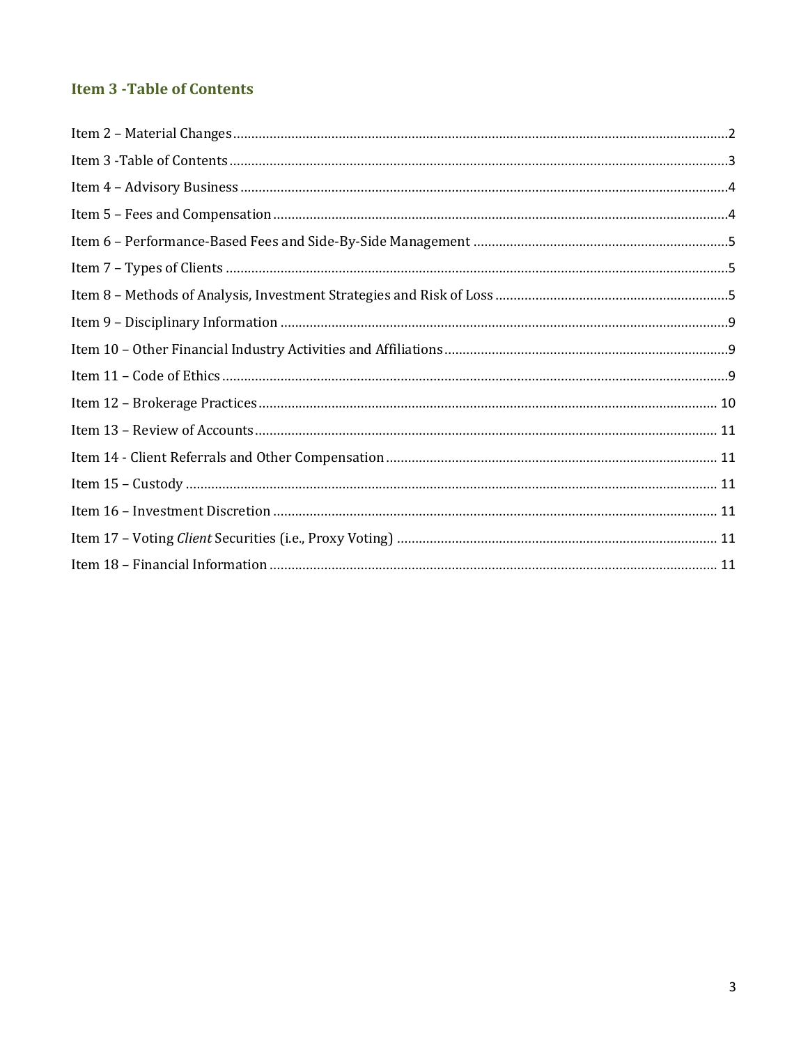## Item 3 -Table of Contents

Item 2 – Material Changes ........................................................ 2

Item 3 -Table of Contents ........................................................ 3

Item 4 – Advisory Business ........................................................ 4

Item 5 – Fees and Compensation ........................................................ 4

Item 6 – Performance-Based Fees and Side-By-Side Management ........................................................ 5

Item 7 – Types of Clients ........................................................ 5

Item 8 – Methods of Analysis, Investment Strategies and Risk of Loss ........................................................ 5

Item 9 – Disciplinary Information ........................................................ 9

Item 10 – Other Financial Industry Activities and Affiliations ........................................................ 9

Item 11 – Code of Ethics ........................................................ 9

Item 12 – Brokerage Practices ........................................................ 10

Item 13 – Review of Accounts ........................................................ 11

Item 14 - Client Referrals and Other Compensation ........................................................ 11

Item 15 – Custody ........................................................ 11

Item 16 – Investment Discretion ........................................................ 11

Item 17 – Voting *Client* Securities (i.e., Proxy Voting) ........................................................ 11

Item 18 – Financial Information ........................................................ 11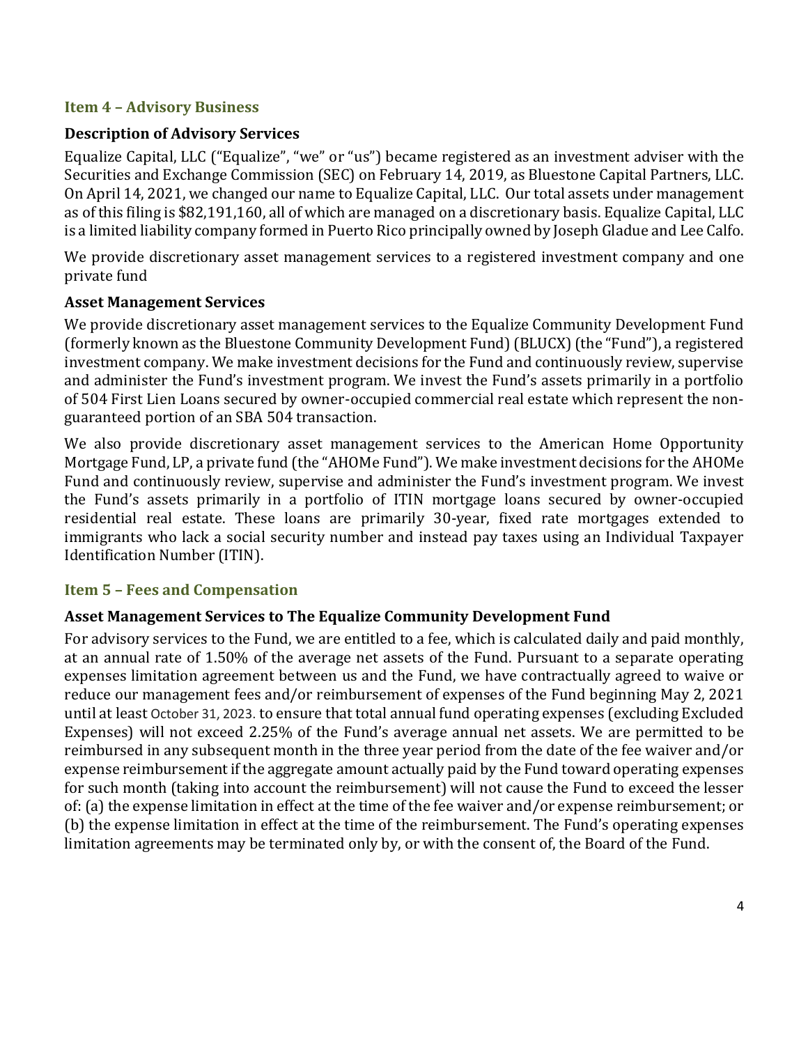## Item 4 – Advisory Business

### Description of Advisory Services

Equalize Capital, LLC ("Equalize", "we" or "us") became registered as an investment adviser with the Securities and Exchange Commission (SEC) on February 14, 2019, as Bluestone Capital Partners, LLC. On April 14, 2021, we changed our name to Equalize Capital, LLC. Our total assets under management as of this filing is $82,191,160, all of which are managed on a discretionary basis. Equalize Capital, LLC is a limited liability company formed in Puerto Rico principally owned by Joseph Gladue and Lee Calfo.

We provide discretionary asset management services to a registered investment company and one private fund

### Asset Management Services

We provide discretionary asset management services to the Equalize Community Development Fund (formerly known as the Bluestone Community Development Fund) (BLUCX) (the "Fund"), a registered investment company. We make investment decisions for the Fund and continuously review, supervise and administer the Fund's investment program. We invest the Fund's assets primarily in a portfolio of 504 First Lien Loans secured by owner-occupied commercial real estate which represent the non-guaranteed portion of an SBA 504 transaction.

We also provide discretionary asset management services to the American Home Opportunity Mortgage Fund, LP, a private fund (the "AHOMe Fund"). We make investment decisions for the AHOMe Fund and continuously review, supervise and administer the Fund's investment program. We invest the Fund's assets primarily in a portfolio of ITIN mortgage loans secured by owner-occupied residential real estate. These loans are primarily 30-year, fixed rate mortgages extended to immigrants who lack a social security number and instead pay taxes using an Individual Taxpayer Identification Number (ITIN).

## Item 5 – Fees and Compensation

### Asset Management Services to The Equalize Community Development Fund

For advisory services to the Fund, we are entitled to a fee, which is calculated daily and paid monthly, at an annual rate of 1.50% of the average net assets of the Fund. Pursuant to a separate operating expenses limitation agreement between us and the Fund, we have contractually agreed to waive or reduce our management fees and/or reimbursement of expenses of the Fund beginning May 2, 2021 until at least October 31, 2023. to ensure that total annual fund operating expenses (excluding Excluded Expenses) will not exceed 2.25% of the Fund's average annual net assets. We are permitted to be reimbursed in any subsequent month in the three year period from the date of the fee waiver and/or expense reimbursement if the aggregate amount actually paid by the Fund toward operating expenses for such month (taking into account the reimbursement) will not cause the Fund to exceed the lesser of: (a) the expense limitation in effect at the time of the fee waiver and/or expense reimbursement; or (b) the expense limitation in effect at the time of the reimbursement. The Fund's operating expenses limitation agreements may be terminated only by, or with the consent of, the Board of the Fund.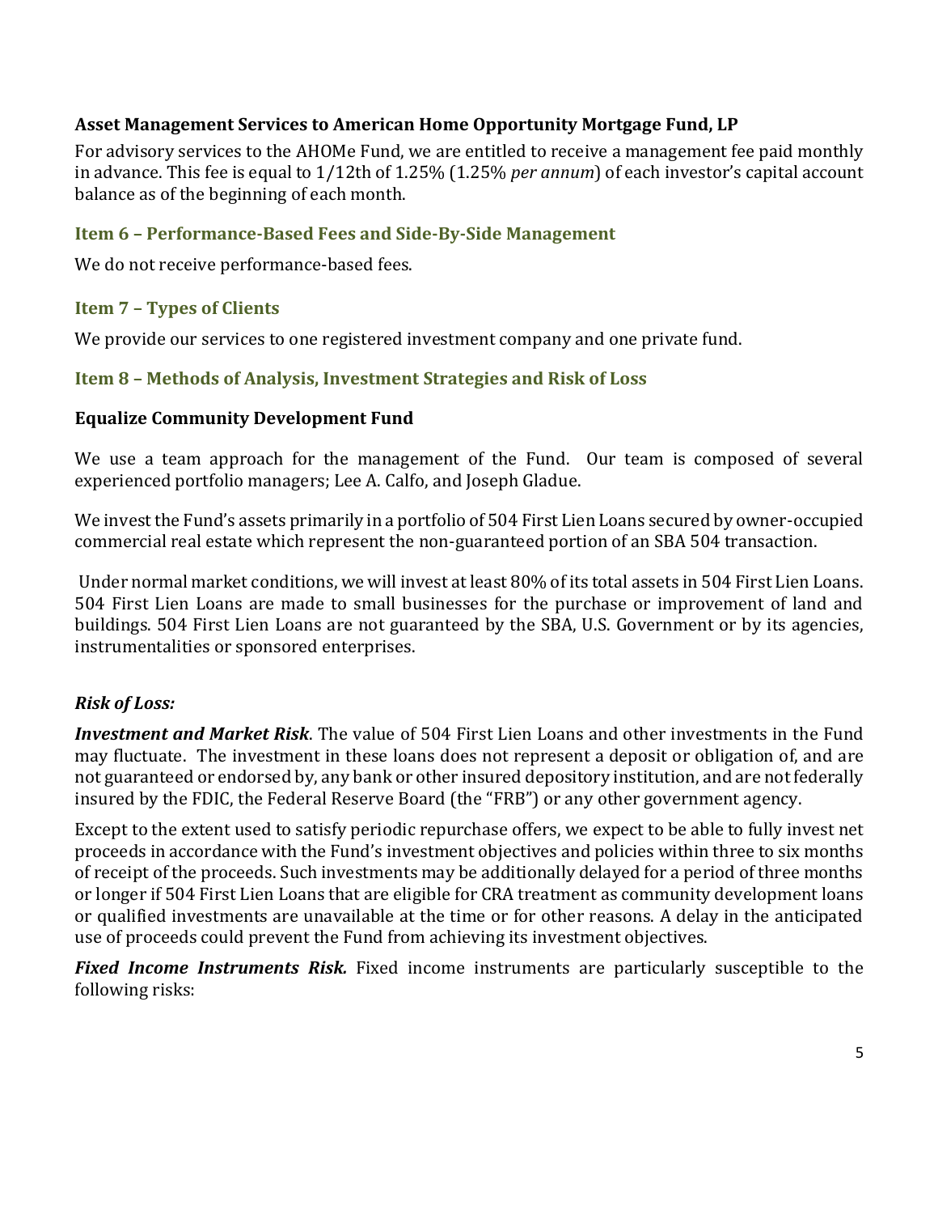**Asset Management Services to American Home Opportunity Mortgage Fund, LP**

For advisory services to the AHOMe Fund, we are entitled to receive a management fee paid monthly in advance. This fee is equal to 1/12th of 1.25% (1.25% *per annum*) of each investor's capital account balance as of the beginning of each month.

## Item 6 – Performance-Based Fees and Side-By-Side Management

We do not receive performance-based fees.

## Item 7 – Types of Clients

We provide our services to one registered investment company and one private fund.

## Item 8 – Methods of Analysis, Investment Strategies and Risk of Loss

**Equalize Community Development Fund**

We use a team approach for the management of the Fund. Our team is composed of several experienced portfolio managers; Lee A. Calfo, and Joseph Gladue.

We invest the Fund's assets primarily in a portfolio of 504 First Lien Loans secured by owner-occupied commercial real estate which represent the non-guaranteed portion of an SBA 504 transaction.

Under normal market conditions, we will invest at least 80% of its total assets in 504 First Lien Loans. 504 First Lien Loans are made to small businesses for the purchase or improvement of land and buildings. 504 First Lien Loans are not guaranteed by the SBA, U.S. Government or by its agencies, instrumentalities or sponsored enterprises.

***Risk of Loss:***

***Investment and Market Risk***. The value of 504 First Lien Loans and other investments in the Fund may fluctuate. The investment in these loans does not represent a deposit or obligation of, and are not guaranteed or endorsed by, any bank or other insured depository institution, and are not federally insured by the FDIC, the Federal Reserve Board (the "FRB") or any other government agency.

Except to the extent used to satisfy periodic repurchase offers, we expect to be able to fully invest net proceeds in accordance with the Fund's investment objectives and policies within three to six months of receipt of the proceeds. Such investments may be additionally delayed for a period of three months or longer if 504 First Lien Loans that are eligible for CRA treatment as community development loans or qualified investments are unavailable at the time or for other reasons. A delay in the anticipated use of proceeds could prevent the Fund from achieving its investment objectives.

***Fixed Income Instruments Risk.*** Fixed income instruments are particularly susceptible to the following risks: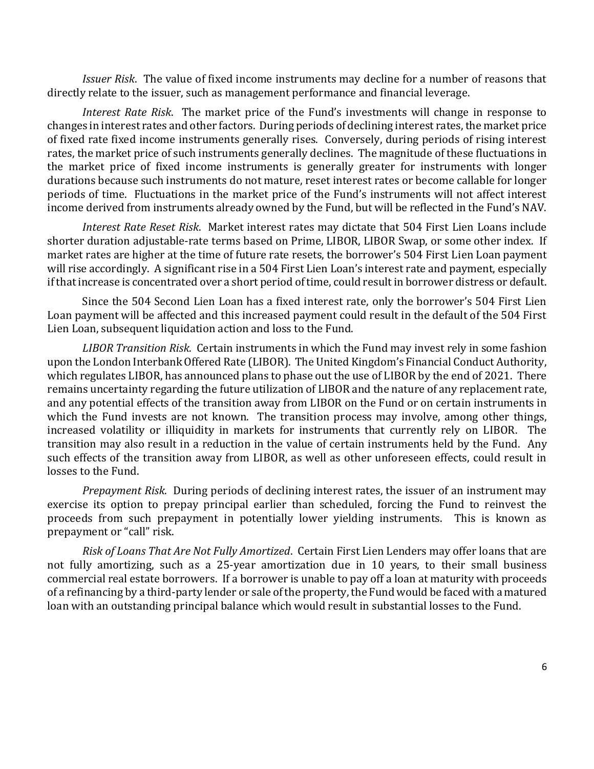*Issuer Risk*. The value of fixed income instruments may decline for a number of reasons that directly relate to the issuer, such as management performance and financial leverage.

*Interest Rate Risk*. The market price of the Fund's investments will change in response to changes in interest rates and other factors. During periods of declining interest rates, the market price of fixed rate fixed income instruments generally rises. Conversely, during periods of rising interest rates, the market price of such instruments generally declines. The magnitude of these fluctuations in the market price of fixed income instruments is generally greater for instruments with longer durations because such instruments do not mature, reset interest rates or become callable for longer periods of time. Fluctuations in the market price of the Fund's instruments will not affect interest income derived from instruments already owned by the Fund, but will be reflected in the Fund's NAV.

*Interest Rate Reset Risk*. Market interest rates may dictate that 504 First Lien Loans include shorter duration adjustable-rate terms based on Prime, LIBOR, LIBOR Swap, or some other index. If market rates are higher at the time of future rate resets, the borrower's 504 First Lien Loan payment will rise accordingly. A significant rise in a 504 First Lien Loan's interest rate and payment, especially if that increase is concentrated over a short period of time, could result in borrower distress or default.

Since the 504 Second Lien Loan has a fixed interest rate, only the borrower's 504 First Lien Loan payment will be affected and this increased payment could result in the default of the 504 First Lien Loan, subsequent liquidation action and loss to the Fund.

*LIBOR Transition Risk*. Certain instruments in which the Fund may invest rely in some fashion upon the London Interbank Offered Rate (LIBOR). The United Kingdom's Financial Conduct Authority, which regulates LIBOR, has announced plans to phase out the use of LIBOR by the end of 2021. There remains uncertainty regarding the future utilization of LIBOR and the nature of any replacement rate, and any potential effects of the transition away from LIBOR on the Fund or on certain instruments in which the Fund invests are not known. The transition process may involve, among other things, increased volatility or illiquidity in markets for instruments that currently rely on LIBOR. The transition may also result in a reduction in the value of certain instruments held by the Fund. Any such effects of the transition away from LIBOR, as well as other unforeseen effects, could result in losses to the Fund.

*Prepayment Risk*. During periods of declining interest rates, the issuer of an instrument may exercise its option to prepay principal earlier than scheduled, forcing the Fund to reinvest the proceeds from such prepayment in potentially lower yielding instruments. This is known as prepayment or "call" risk.

*Risk of Loans That Are Not Fully Amortized*. Certain First Lien Lenders may offer loans that are not fully amortizing, such as a 25-year amortization due in 10 years, to their small business commercial real estate borrowers. If a borrower is unable to pay off a loan at maturity with proceeds of a refinancing by a third-party lender or sale of the property, the Fund would be faced with a matured loan with an outstanding principal balance which would result in substantial losses to the Fund.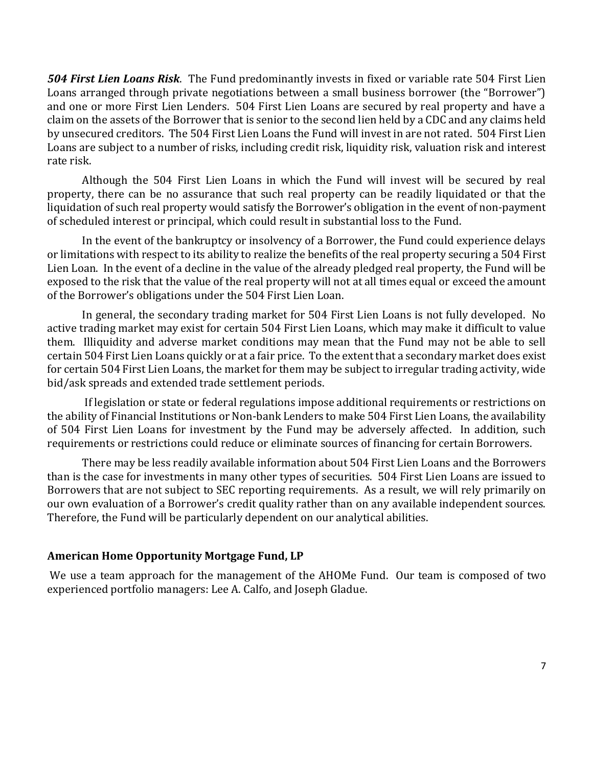***504 First Lien Loans Risk***. The Fund predominantly invests in fixed or variable rate 504 First Lien Loans arranged through private negotiations between a small business borrower (the "Borrower") and one or more First Lien Lenders. 504 First Lien Loans are secured by real property and have a claim on the assets of the Borrower that is senior to the second lien held by a CDC and any claims held by unsecured creditors. The 504 First Lien Loans the Fund will invest in are not rated. 504 First Lien Loans are subject to a number of risks, including credit risk, liquidity risk, valuation risk and interest rate risk.

Although the 504 First Lien Loans in which the Fund will invest will be secured by real property, there can be no assurance that such real property can be readily liquidated or that the liquidation of such real property would satisfy the Borrower's obligation in the event of non-payment of scheduled interest or principal, which could result in substantial loss to the Fund.

In the event of the bankruptcy or insolvency of a Borrower, the Fund could experience delays or limitations with respect to its ability to realize the benefits of the real property securing a 504 First Lien Loan. In the event of a decline in the value of the already pledged real property, the Fund will be exposed to the risk that the value of the real property will not at all times equal or exceed the amount of the Borrower's obligations under the 504 First Lien Loan.

In general, the secondary trading market for 504 First Lien Loans is not fully developed. No active trading market may exist for certain 504 First Lien Loans, which may make it difficult to value them. Illiquidity and adverse market conditions may mean that the Fund may not be able to sell certain 504 First Lien Loans quickly or at a fair price. To the extent that a secondary market does exist for certain 504 First Lien Loans, the market for them may be subject to irregular trading activity, wide bid/ask spreads and extended trade settlement periods.

If legislation or state or federal regulations impose additional requirements or restrictions on the ability of Financial Institutions or Non-bank Lenders to make 504 First Lien Loans, the availability of 504 First Lien Loans for investment by the Fund may be adversely affected. In addition, such requirements or restrictions could reduce or eliminate sources of financing for certain Borrowers.

There may be less readily available information about 504 First Lien Loans and the Borrowers than is the case for investments in many other types of securities. 504 First Lien Loans are issued to Borrowers that are not subject to SEC reporting requirements. As a result, we will rely primarily on our own evaluation of a Borrower's credit quality rather than on any available independent sources. Therefore, the Fund will be particularly dependent on our analytical abilities.

**American Home Opportunity Mortgage Fund, LP**

We use a team approach for the management of the AHOMe Fund. Our team is composed of two experienced portfolio managers: Lee A. Calfo, and Joseph Gladue.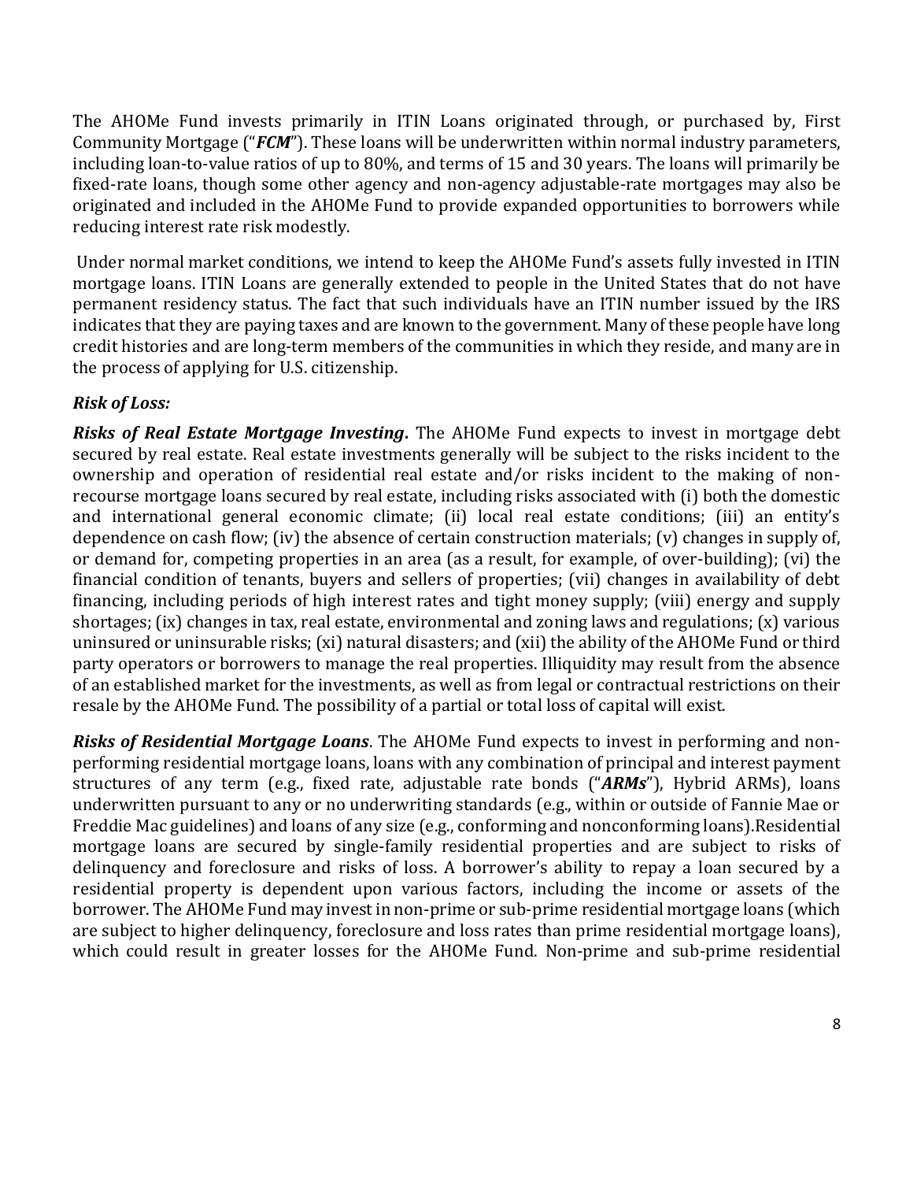The AHOMe Fund invests primarily in ITIN Loans originated through, or purchased by, First Community Mortgage ("***FCM***"). These loans will be underwritten within normal industry parameters, including loan-to-value ratios of up to 80%, and terms of 15 and 30 years. The loans will primarily be fixed-rate loans, though some other agency and non-agency adjustable-rate mortgages may also be originated and included in the AHOMe Fund to provide expanded opportunities to borrowers while reducing interest rate risk modestly.

Under normal market conditions, we intend to keep the AHOMe Fund's assets fully invested in ITIN mortgage loans. ITIN Loans are generally extended to people in the United States that do not have permanent residency status. The fact that such individuals have an ITIN number issued by the IRS indicates that they are paying taxes and are known to the government. Many of these people have long credit histories and are long-term members of the communities in which they reside, and many are in the process of applying for U.S. citizenship.

***Risk of Loss:***

***Risks of Real Estate Mortgage Investing***. The AHOMe Fund expects to invest in mortgage debt secured by real estate. Real estate investments generally will be subject to the risks incident to the ownership and operation of residential real estate and/or risks incident to the making of non-recourse mortgage loans secured by real estate, including risks associated with (i) both the domestic and international general economic climate; (ii) local real estate conditions; (iii) an entity's dependence on cash flow; (iv) the absence of certain construction materials; (v) changes in supply of, or demand for, competing properties in an area (as a result, for example, of over-building); (vi) the financial condition of tenants, buyers and sellers of properties; (vii) changes in availability of debt financing, including periods of high interest rates and tight money supply; (viii) energy and supply shortages; (ix) changes in tax, real estate, environmental and zoning laws and regulations; (x) various uninsured or uninsurable risks; (xi) natural disasters; and (xii) the ability of the AHOMe Fund or third party operators or borrowers to manage the real properties. Illiquidity may result from the absence of an established market for the investments, as well as from legal or contractual restrictions on their resale by the AHOMe Fund. The possibility of a partial or total loss of capital will exist.

***Risks of Residential Mortgage Loans***. The AHOMe Fund expects to invest in performing and non-performing residential mortgage loans, loans with any combination of principal and interest payment structures of any term (e.g., fixed rate, adjustable rate bonds ("***ARMs***"), Hybrid ARMs), loans underwritten pursuant to any or no underwriting standards (e.g., within or outside of Fannie Mae or Freddie Mac guidelines) and loans of any size (e.g., conforming and nonconforming loans).Residential mortgage loans are secured by single-family residential properties and are subject to risks of delinquency and foreclosure and risks of loss. A borrower's ability to repay a loan secured by a residential property is dependent upon various factors, including the income or assets of the borrower. The AHOMe Fund may invest in non-prime or sub-prime residential mortgage loans (which are subject to higher delinquency, foreclosure and loss rates than prime residential mortgage loans), which could result in greater losses for the AHOMe Fund. Non-prime and sub-prime residential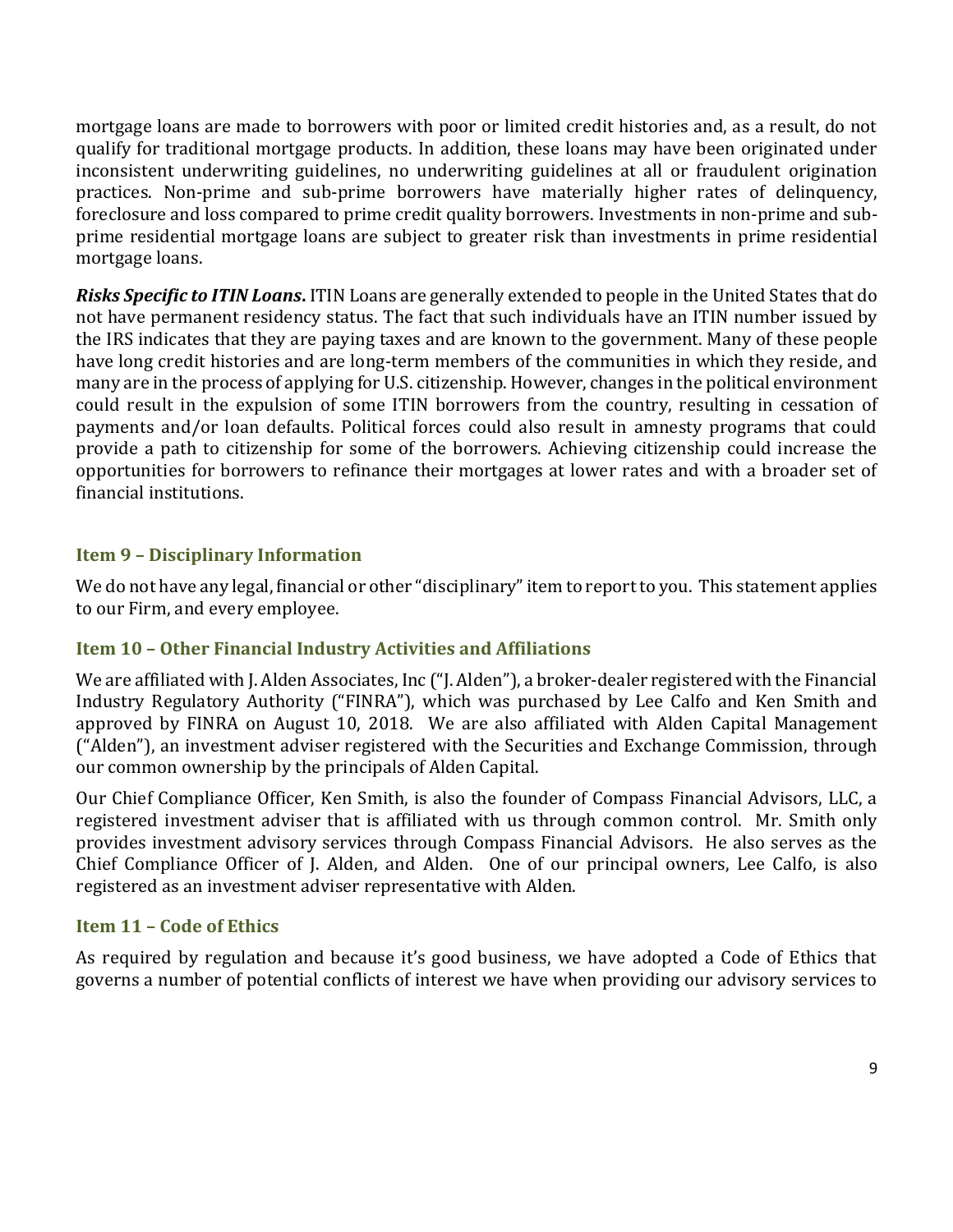mortgage loans are made to borrowers with poor or limited credit histories and, as a result, do not qualify for traditional mortgage products. In addition, these loans may have been originated under inconsistent underwriting guidelines, no underwriting guidelines at all or fraudulent origination practices. Non-prime and sub-prime borrowers have materially higher rates of delinquency, foreclosure and loss compared to prime credit quality borrowers. Investments in non-prime and sub-prime residential mortgage loans are subject to greater risk than investments in prime residential mortgage loans.

***Risks Specific to ITIN Loans*.** ITIN Loans are generally extended to people in the United States that do not have permanent residency status. The fact that such individuals have an ITIN number issued by the IRS indicates that they are paying taxes and are known to the government. Many of these people have long credit histories and are long-term members of the communities in which they reside, and many are in the process of applying for U.S. citizenship. However, changes in the political environment could result in the expulsion of some ITIN borrowers from the country, resulting in cessation of payments and/or loan defaults. Political forces could also result in amnesty programs that could provide a path to citizenship for some of the borrowers. Achieving citizenship could increase the opportunities for borrowers to refinance their mortgages at lower rates and with a broader set of financial institutions.

## Item 9 – Disciplinary Information

We do not have any legal, financial or other "disciplinary" item to report to you. This statement applies to our Firm, and every employee.

## Item 10 – Other Financial Industry Activities and Affiliations

We are affiliated with J. Alden Associates, Inc ("J. Alden"), a broker-dealer registered with the Financial Industry Regulatory Authority ("FINRA"), which was purchased by Lee Calfo and Ken Smith and approved by FINRA on August 10, 2018. We are also affiliated with Alden Capital Management ("Alden"), an investment adviser registered with the Securities and Exchange Commission, through our common ownership by the principals of Alden Capital.

Our Chief Compliance Officer, Ken Smith, is also the founder of Compass Financial Advisors, LLC, a registered investment adviser that is affiliated with us through common control. Mr. Smith only provides investment advisory services through Compass Financial Advisors. He also serves as the Chief Compliance Officer of J. Alden, and Alden. One of our principal owners, Lee Calfo, is also registered as an investment adviser representative with Alden.

## Item 11 – Code of Ethics

As required by regulation and because it's good business, we have adopted a Code of Ethics that governs a number of potential conflicts of interest we have when providing our advisory services to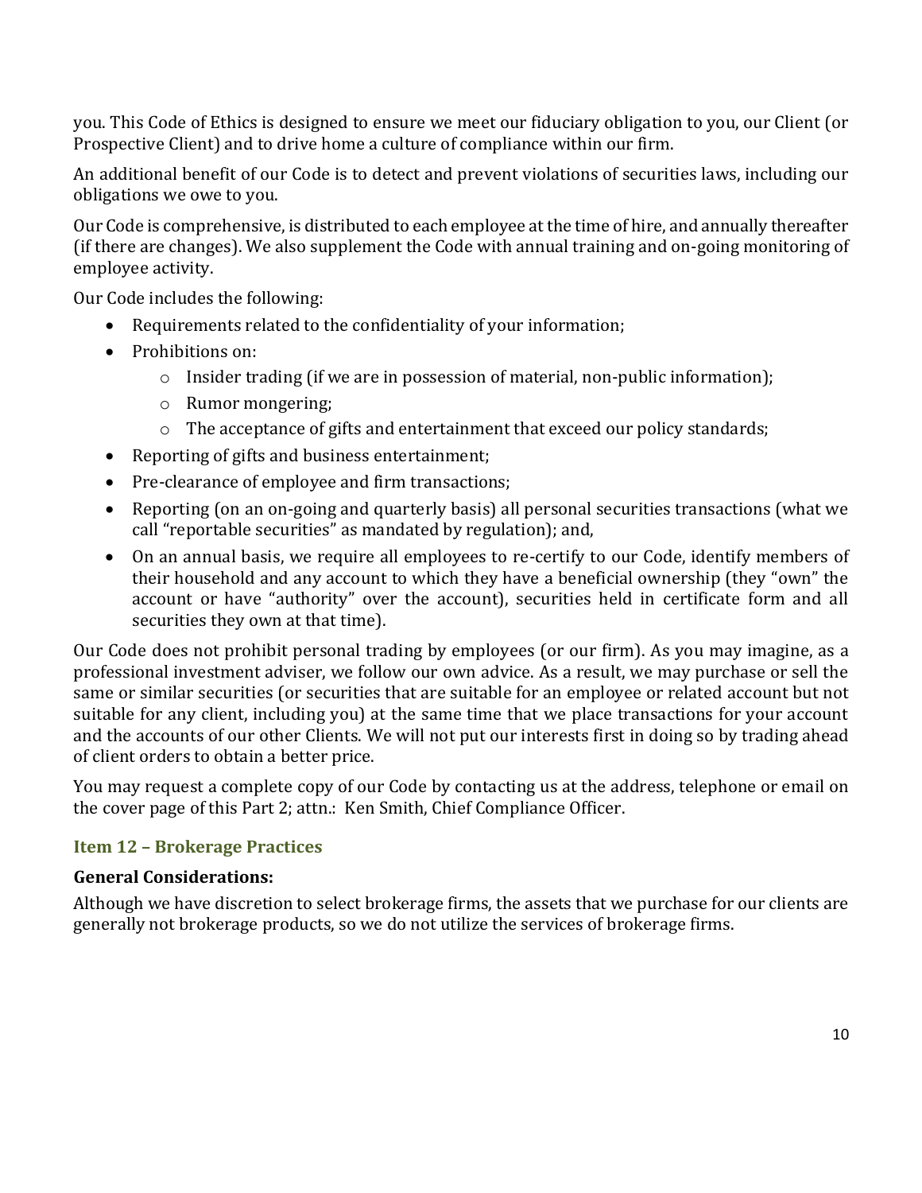you. This Code of Ethics is designed to ensure we meet our fiduciary obligation to you, our Client (or Prospective Client) and to drive home a culture of compliance within our firm.

An additional benefit of our Code is to detect and prevent violations of securities laws, including our obligations we owe to you.

Our Code is comprehensive, is distributed to each employee at the time of hire, and annually thereafter (if there are changes). We also supplement the Code with annual training and on-going monitoring of employee activity.

Our Code includes the following:

- Requirements related to the confidentiality of your information;
- Prohibitions on:
    - Insider trading (if we are in possession of material, non-public information);
    - Rumor mongering;
    - The acceptance of gifts and entertainment that exceed our policy standards;
- Reporting of gifts and business entertainment;
- Pre-clearance of employee and firm transactions;
- Reporting (on an on-going and quarterly basis) all personal securities transactions (what we call "reportable securities" as mandated by regulation); and,
- On an annual basis, we require all employees to re-certify to our Code, identify members of their household and any account to which they have a beneficial ownership (they "own" the account or have "authority" over the account), securities held in certificate form and all securities they own at that time).

Our Code does not prohibit personal trading by employees (or our firm). As you may imagine, as a professional investment adviser, we follow our own advice. As a result, we may purchase or sell the same or similar securities (or securities that are suitable for an employee or related account but not suitable for any client, including you) at the same time that we place transactions for your account and the accounts of our other Clients. We will not put our interests first in doing so by trading ahead of client orders to obtain a better price.

You may request a complete copy of our Code by contacting us at the address, telephone or email on the cover page of this Part 2; attn.: Ken Smith, Chief Compliance Officer.

## Item 12 – Brokerage Practices

**General Considerations:**

Although we have discretion to select brokerage firms, the assets that we purchase for our clients are generally not brokerage products, so we do not utilize the services of brokerage firms.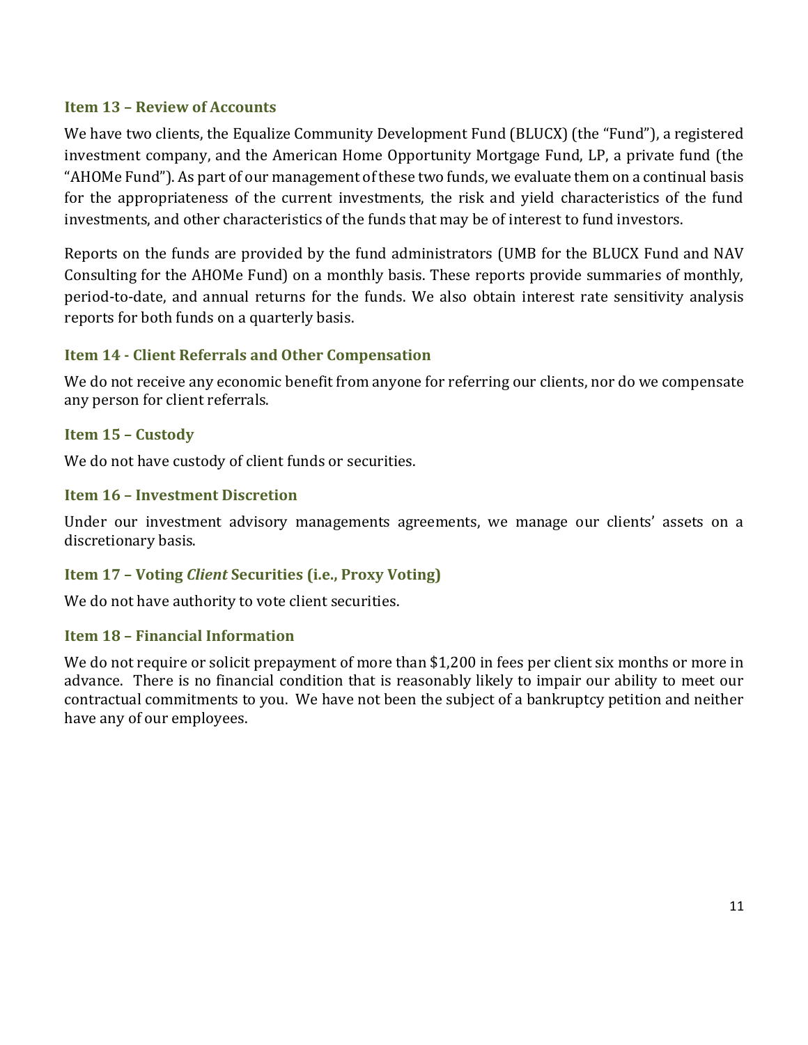## Item 13 – Review of Accounts

We have two clients, the Equalize Community Development Fund (BLUCX) (the "Fund"), a registered investment company, and the American Home Opportunity Mortgage Fund, LP, a private fund (the "AHOMe Fund"). As part of our management of these two funds, we evaluate them on a continual basis for the appropriateness of the current investments, the risk and yield characteristics of the fund investments, and other characteristics of the funds that may be of interest to fund investors.

Reports on the funds are provided by the fund administrators (UMB for the BLUCX Fund and NAV Consulting for the AHOMe Fund) on a monthly basis. These reports provide summaries of monthly, period-to-date, and annual returns for the funds. We also obtain interest rate sensitivity analysis reports for both funds on a quarterly basis.

## Item 14 - Client Referrals and Other Compensation

We do not receive any economic benefit from anyone for referring our clients, nor do we compensate any person for client referrals.

## Item 15 – Custody

We do not have custody of client funds or securities.

## Item 16 – Investment Discretion

Under our investment advisory managements agreements, we manage our clients' assets on a discretionary basis.

## Item 17 – Voting *Client* Securities (i.e., Proxy Voting)

We do not have authority to vote client securities.

## Item 18 – Financial Information

We do not require or solicit prepayment of more than $1,200 in fees per client six months or more in advance. There is no financial condition that is reasonably likely to impair our ability to meet our contractual commitments to you. We have not been the subject of a bankruptcy petition and neither have any of our employees.